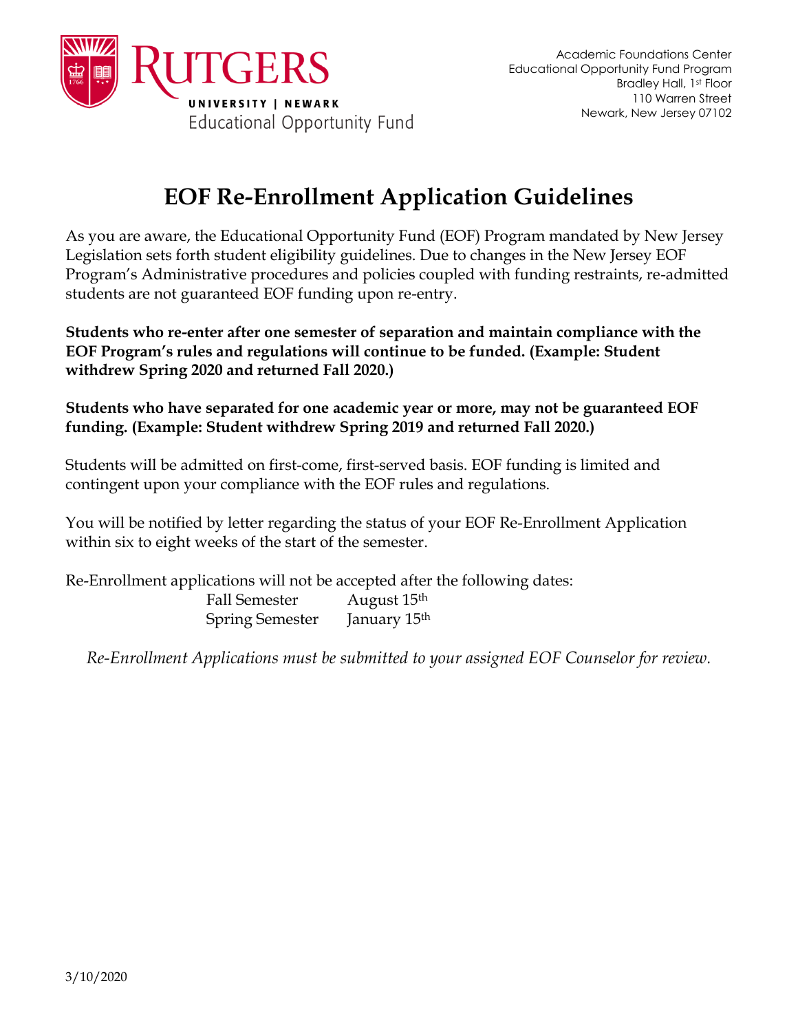RUTGERS
UNIVERSITY | NEWARK
Educational Opportunity Fund

Academic Foundations Center
Educational Opportunity Fund Program
Bradley Hall, 1st Floor
110 Warren Street
Newark, New Jersey 07102

# EOF Re-Enrollment Application Guidelines

As you are aware, the Educational Opportunity Fund (EOF) Program mandated by New Jersey Legislation sets forth student eligibility guidelines. Due to changes in the New Jersey EOF Program's Administrative procedures and policies coupled with funding restraints, re-admitted students are not guaranteed EOF funding upon re-entry.

**Students who re-enter after one semester of separation and maintain compliance with the EOF Program's rules and regulations will continue to be funded. (Example: Student withdrew Spring 2020 and returned Fall 2020.)**

**Students who have separated for one academic year or more, may not be guaranteed EOF funding. (Example: Student withdrew Spring 2019 and returned Fall 2020.)**

Students will be admitted on first-come, first-served basis. EOF funding is limited and contingent upon your compliance with the EOF rules and regulations.

You will be notified by letter regarding the status of your EOF Re-Enrollment Application within six to eight weeks of the start of the semester.

Re-Enrollment applications will not be accepted after the following dates:

| | |
|---|---|
| Fall Semester | August 15th |
| Spring Semester | January 15th |

*Re-Enrollment Applications must be submitted to your assigned EOF Counselor for review.*

3/10/2020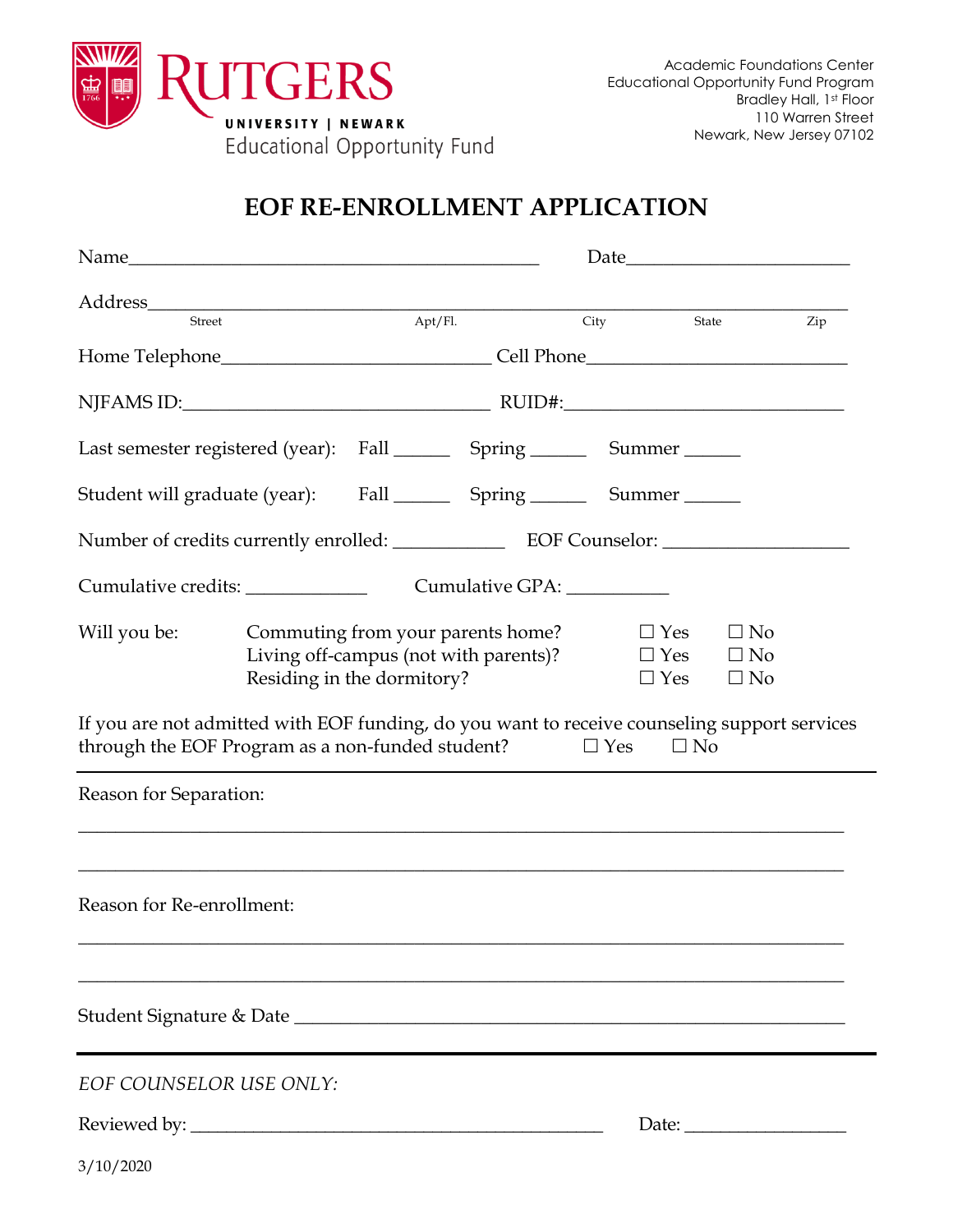RUTGERS
UNIVERSITY | NEWARK
Educational Opportunity Fund

Academic Foundations Center
Educational Opportunity Fund Program
Bradley Hall, 1st Floor
110 Warren Street
Newark, New Jersey 07102

# EOF RE-ENROLLMENT APPLICATION

Name_____________________________________________ Date________________________

Address_____________________________________________________________________
Street Apt/Fl. City State Zip

Home Telephone____________________________ Cell Phone____________________________

NJFAMS ID:________________________________ RUID#:______________________________

Last semester registered (year): Fall ______ Spring ______ Summer ______

Student will graduate (year): Fall ______ Spring ______ Summer ______

Number of credits currently enrolled: ____________ EOF Counselor: ____________________

Cumulative credits: _____________ Cumulative GPA: ___________

Will you be:
- Commuting from your parents home? ☐ Yes ☐ No
- Living off-campus (not with parents)? ☐ Yes ☐ No
- Residing in the dormitory? ☐ Yes ☐ No

If you are not admitted with EOF funding, do you want to receive counseling support services through the EOF Program as a non-funded student? ☐ Yes ☐ No

---

Reason for Separation:

_____________________________________________________________________________

_____________________________________________________________________________

Reason for Re-enrollment:

_____________________________________________________________________________

_____________________________________________________________________________

Student Signature & Date ____________________________________________________________

---

*EOF COUNSELOR USE ONLY:*

Reviewed by: ______________________________________________ Date: __________________

3/10/2020